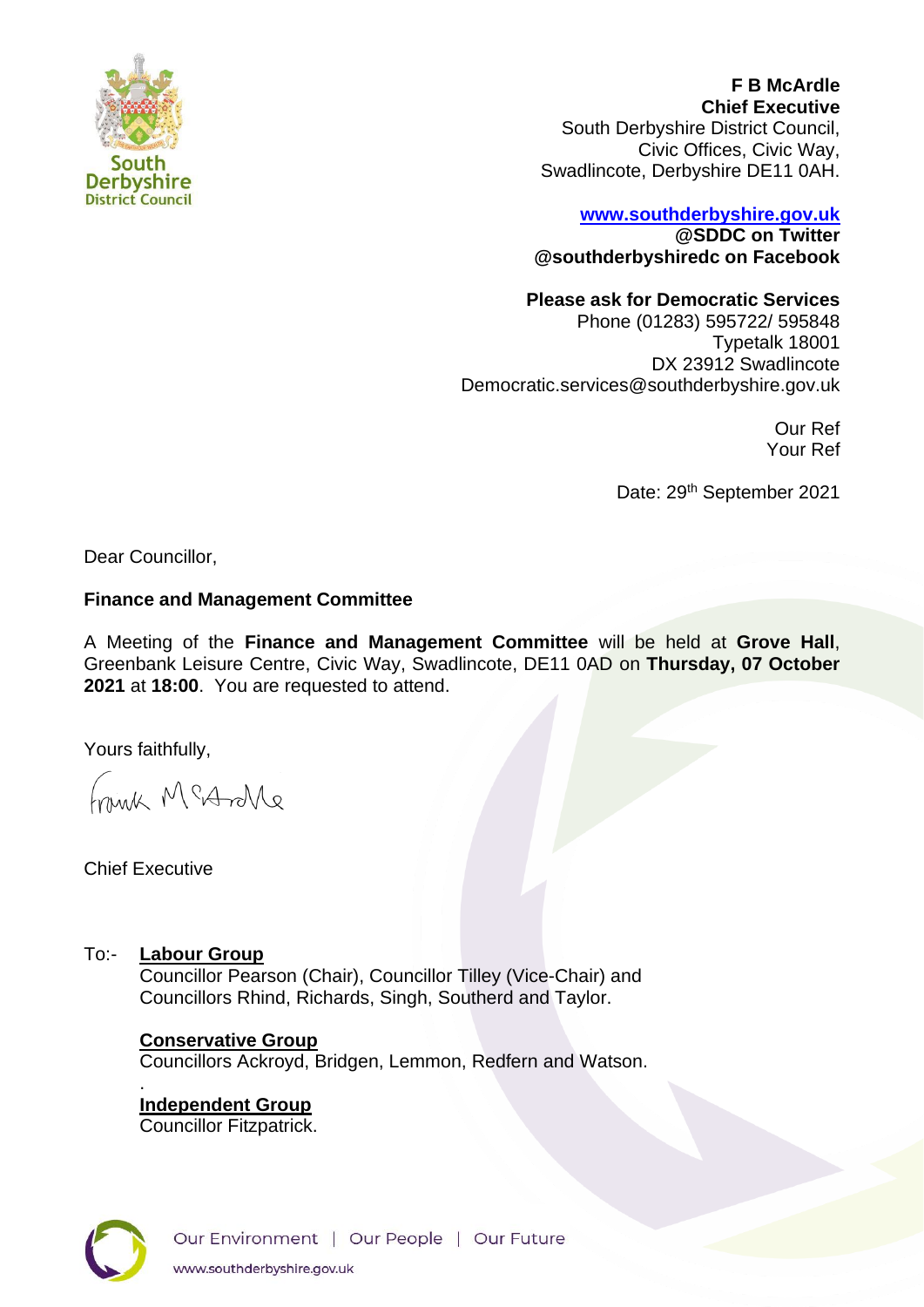South Derbyshire District Council

**F B McArdle**
**Chief Executive**
South Derbyshire District Council,
Civic Offices, Civic Way,
Swadlincote, Derbyshire DE11 0AH.

**www.southderbyshire.gov.uk**
**@SDDC on Twitter**
**@southderbyshiredc on Facebook**

**Please ask for Democratic Services**
Phone (01283) 595722/ 595848
Typetalk 18001
DX 23912 Swadlincote
Democratic.services@southderbyshire.gov.uk

Our Ref
Your Ref

Date: 29th September 2021

Dear Councillor,

**Finance and Management Committee**

A Meeting of the **Finance and Management Committee** will be held at **Grove Hall**, Greenbank Leisure Centre, Civic Way, Swadlincote, DE11 0AD on **Thursday, 07 October 2021** at **18:00**. You are requested to attend.

Yours faithfully,

Frank McArdle

Chief Executive

To:- **Labour Group**
Councillor Pearson (Chair), Councillor Tilley (Vice-Chair) and Councillors Rhind, Richards, Singh, Southerd and Taylor.

**Conservative Group**
Councillors Ackroyd, Bridgen, Lemmon, Redfern and Watson.

**Independent Group**
Councillor Fitzpatrick.

Our Environment | Our People | Our Future
www.southderbyshire.gov.uk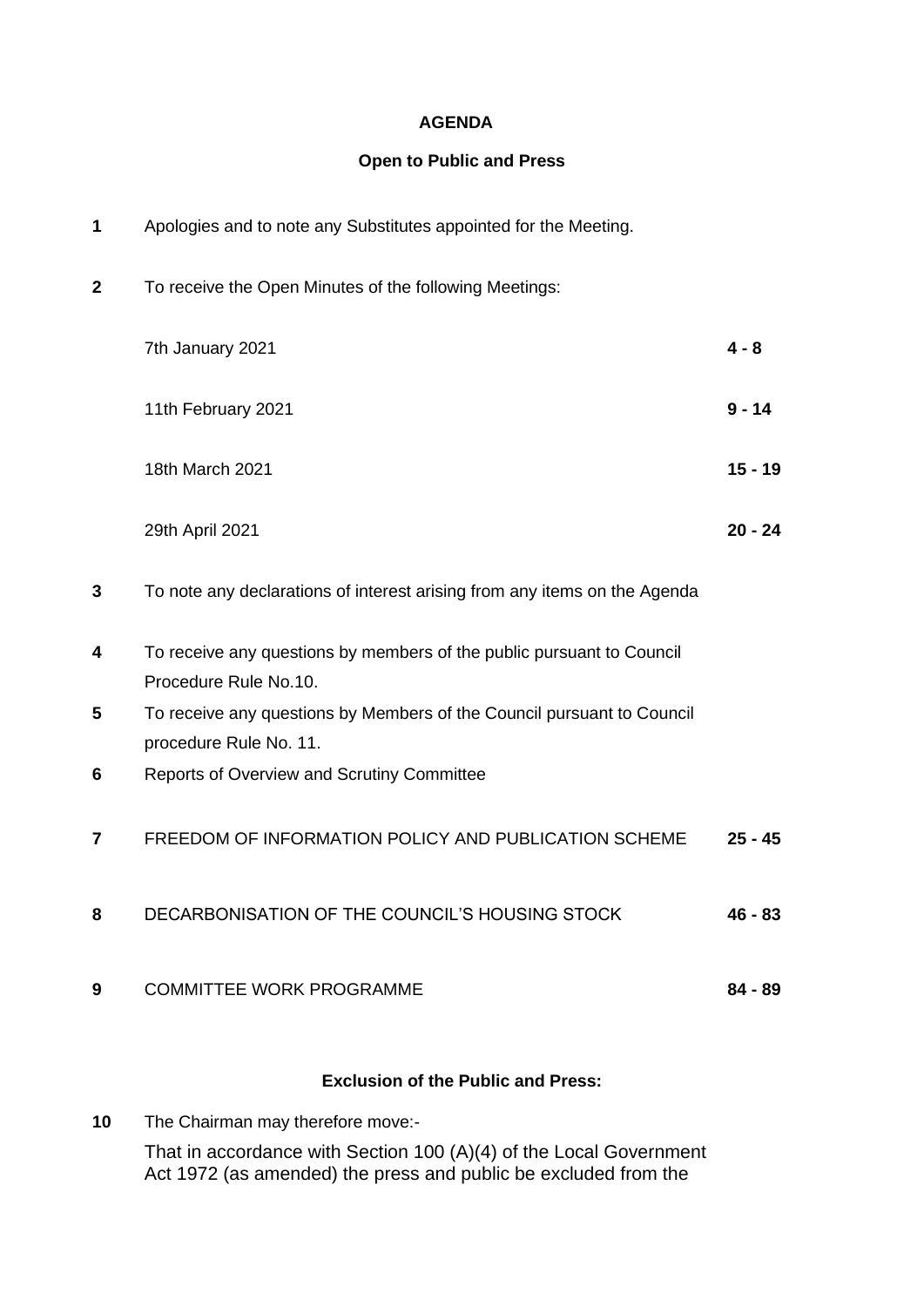# AGENDA

## Open to Public and Press

| | | |
|---|---|---|
| **1** | Apologies and to note any Substitutes appointed for the Meeting. | |
| **2** | To receive the Open Minutes of the following Meetings: | |
| | 7th January 2021 | **4 - 8** |
| | 11th February 2021 | **9 - 14** |
| | 18th March 2021 | **15 - 19** |
| | 29th April 2021 | **20 - 24** |
| **3** | To note any declarations of interest arising from any items on the Agenda | |
| **4** | To receive any questions by members of the public pursuant to Council Procedure Rule No.10. | |
| **5** | To receive any questions by Members of the Council pursuant to Council procedure Rule No. 11. | |
| **6** | Reports of Overview and Scrutiny Committee | |
| **7** | FREEDOM OF INFORMATION POLICY AND PUBLICATION SCHEME | **25 - 45** |
| **8** | DECARBONISATION OF THE COUNCIL'S HOUSING STOCK | **46 - 83** |
| **9** | COMMITTEE WORK PROGRAMME | **84 - 89** |

## Exclusion of the Public and Press:

**10** The Chairman may therefore move:-

That in accordance with Section 100 (A)(4) of the Local Government Act 1972 (as amended) the press and public be excluded from the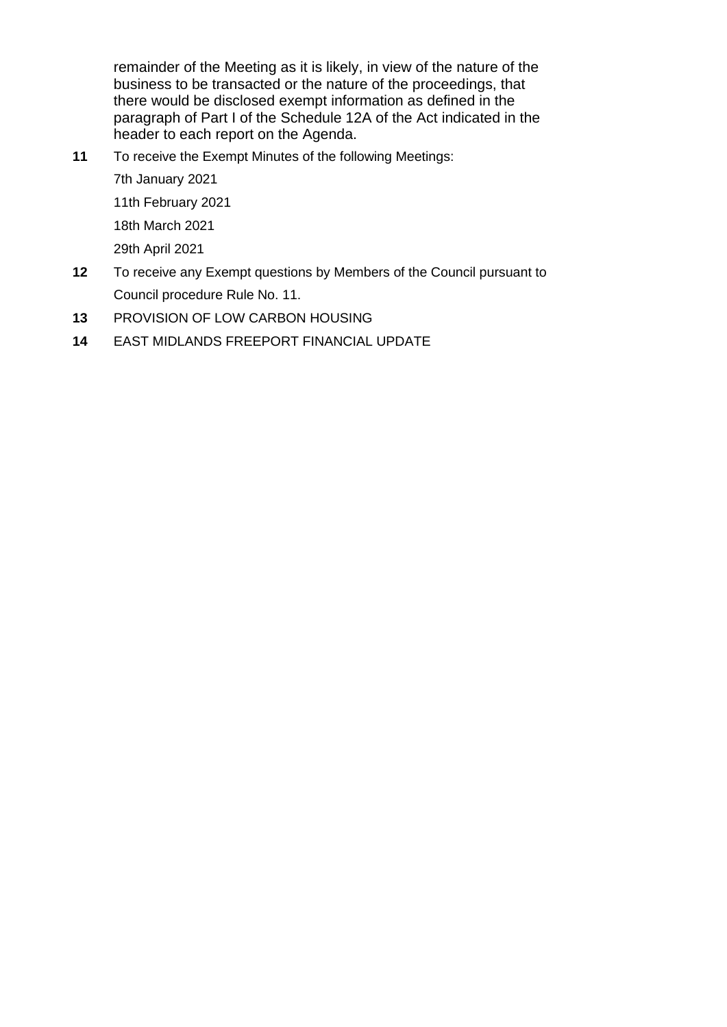remainder of the Meeting as it is likely, in view of the nature of the business to be transacted or the nature of the proceedings, that there would be disclosed exempt information as defined in the paragraph of Part I of the Schedule 12A of the Act indicated in the header to each report on the Agenda.

**11** To receive the Exempt Minutes of the following Meetings:

7th January 2021

11th February 2021

18th March 2021

29th April 2021

**12** To receive any Exempt questions by Members of the Council pursuant to Council procedure Rule No. 11.

**13** PROVISION OF LOW CARBON HOUSING

**14** EAST MIDLANDS FREEPORT FINANCIAL UPDATE